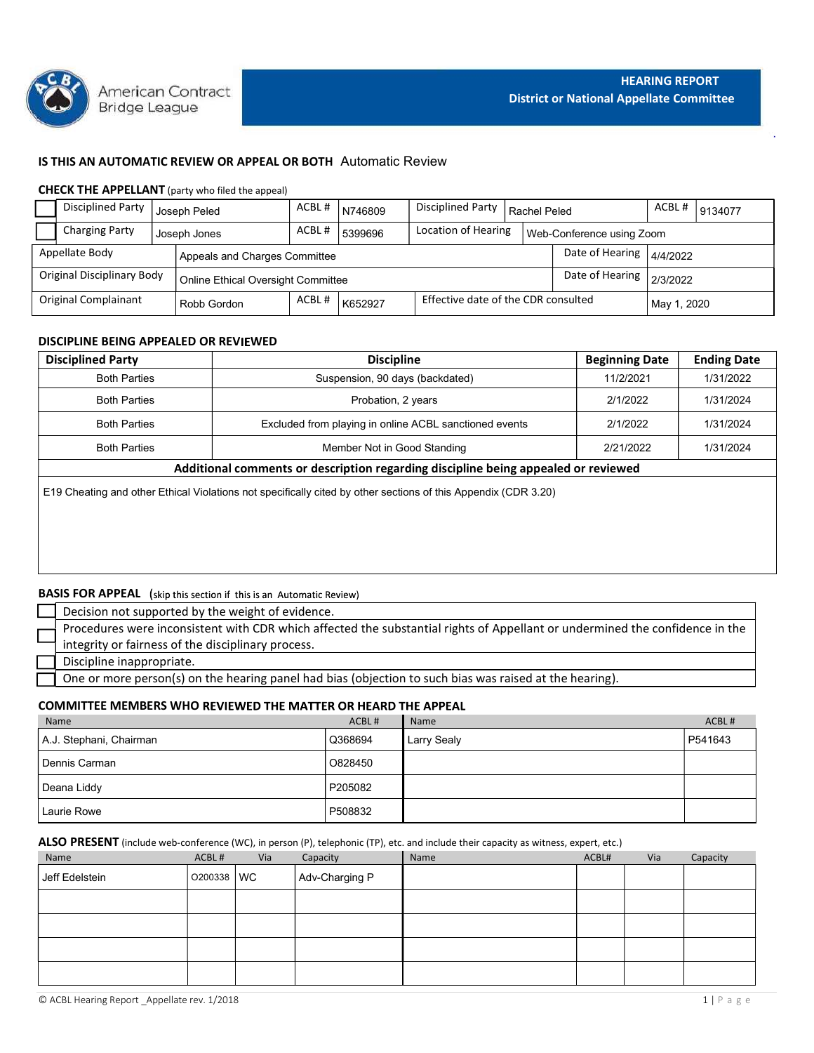American Contract Bridge League

# HEARING REPORT
## District or National Appellate Committee

**IS THIS AN AUTOMATIC REVIEW OR APPEAL OR BOTH** Automatic Review

**CHECK THE APPELLANT** (party who filed the appeal)

| | | | | | | | |
|---|---|---|---|---|---|---|---|
| ☐ Disciplined Party | Joseph Peled | ACBL # | N746809 | Disciplined Party | Rachel Peled | ACBL # | 9134077 |
| ☐ Charging Party | Joseph Jones | ACBL # | 5399696 | Location of Hearing | Web-Conference using Zoom | | |
| Appellate Body | Appeals and Charges Committee | | | | Date of Hearing | 4/4/2022 | |
| Original Disciplinary Body | Online Ethical Oversight Committee | | | | Date of Hearing | 2/3/2022 | |
| Original Complainant | Robb Gordon | ACBL # | K652927 | Effective date of the CDR consulted | | May 1, 2020 | |

**DISCIPLINE BEING APPEALED OR REVIEWED**

| Disciplined Party | Discipline | Beginning Date | Ending Date |
|---|---|---|---|
| Both Parties | Suspension, 90 days (backdated) | 11/2/2021 | 1/31/2022 |
| Both Parties | Probation, 2 years | 2/1/2022 | 1/31/2024 |
| Both Parties | Excluded from playing in online ACBL sanctioned events | 2/1/2022 | 1/31/2024 |
| Both Parties | Member Not in Good Standing | 2/21/2022 | 1/31/2024 |

**Additional comments or description regarding discipline being appealed or reviewed**

E19 Cheating and other Ethical Violations not specifically cited by other sections of this Appendix (CDR 3.20)

**BASIS FOR APPEAL** (skip this section if this is an Automatic Review)

- ☐ Decision not supported by the weight of evidence.
- ☐ Procedures were inconsistent with CDR which affected the substantial rights of Appellant or undermined the confidence in the integrity or fairness of the disciplinary process.
- ☐ Discipline inappropriate.
- ☐ One or more person(s) on the hearing panel had bias (objection to such bias was raised at the hearing).

**COMMITTEE MEMBERS WHO REVIEWED THE MATTER OR HEARD THE APPEAL**

| Name | ACBL # | Name | ACBL # |
|---|---|---|---|
| A.J. Stephani, Chairman | Q368694 | Larry Sealy | P541643 |
| Dennis Carman | O828450 | | |
| Deana Liddy | P205082 | | |
| Laurie Rowe | P508832 | | |

**ALSO PRESENT** (include web-conference (WC), in person (P), telephonic (TP), etc. and include their capacity as witness, expert, etc.)

| Name | ACBL # | Via | Capacity | Name | ACBL# | Via | Capacity |
|---|---|---|---|---|---|---|---|
| Jeff Edelstein | O200338 | WC | Adv-Charging P | | | | |
| | | | | | | | |
| | | | | | | | |
| | | | | | | | |
| | | | | | | | |

© ACBL Hearing Report _Appellate rev. 1/2018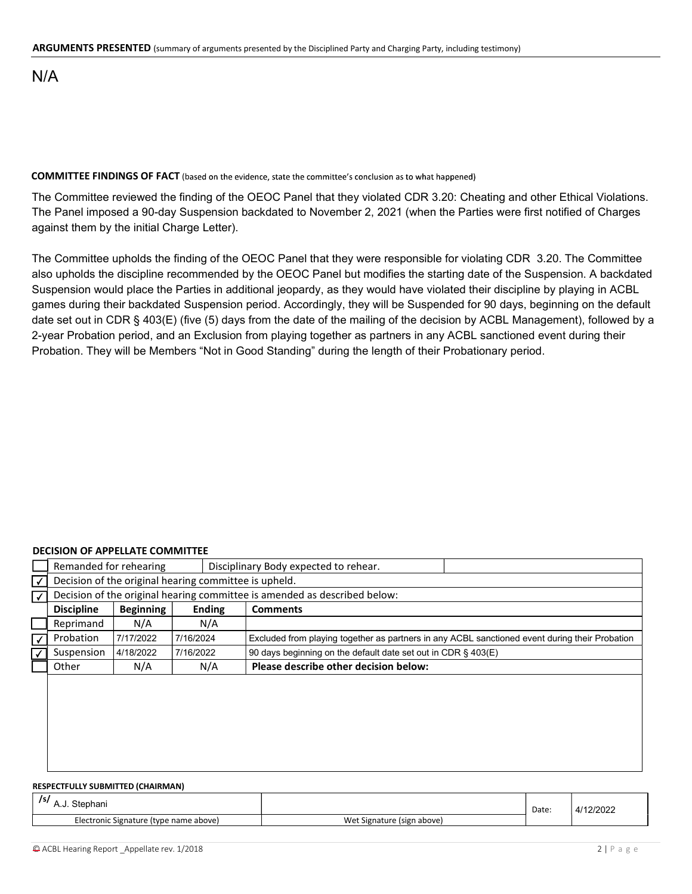**ARGUMENTS PRESENTED** (summary of arguments presented by the Disciplined Party and Charging Party, including testimony)

N/A

**COMMITTEE FINDINGS OF FACT** (based on the evidence, state the committee's conclusion as to what happened)

The Committee reviewed the finding of the OEOC Panel that they violated CDR 3.20: Cheating and other Ethical Violations. The Panel imposed a 90-day Suspension backdated to November 2, 2021 (when the Parties were first notified of Charges against them by the initial Charge Letter).

The Committee upholds the finding of the OEOC Panel that they were responsible for violating CDR 3.20. The Committee also upholds the discipline recommended by the OEOC Panel but modifies the starting date of the Suspension. A backdated Suspension would place the Parties in additional jeopardy, as they would have violated their discipline by playing in ACBL games during their backdated Suspension period. Accordingly, they will be Suspended for 90 days, beginning on the default date set out in CDR § 403(E) (five (5) days from the date of the mailing of the decision by ACBL Management), followed by a 2-year Probation period, and an Exclusion from playing together as partners in any ACBL sanctioned event during their Probation. They will be Members "Not in Good Standing" during the length of their Probationary period.

**DECISION OF APPELLATE COMMITTEE**

| | | | | |
|---|---|---|---|---|
| ☐ | Remanded for rehearing | | Disciplinary Body expected to rehear. | |
| ☑ | Decision of the original hearing committee is upheld. | | | |
| ☑ | Decision of the original hearing committee is amended as described below: | | | |
| | **Discipline** | **Beginning** | **Ending** | **Comments** |
| ☐ | Reprimand | N/A | N/A | |
| ☑ | Probation | 7/17/2022 | 7/16/2024 | Excluded from playing together as partners in any ACBL sanctioned event during their Probation |
| ☑ | Suspension | 4/18/2022 | 7/16/2022 | 90 days beginning on the default date set out in CDR § 403(E) |
| ☐ | Other | N/A | N/A | **Please describe other decision below:** |

**RESPECTFULLY SUBMITTED (CHAIRMAN)**

| | | | |
|---|---|---|---|
| /s/ A.J. Stephani | | Date: | 4/12/2022 |
| Electronic Signature (type name above) | Wet Signature (sign above) | | |